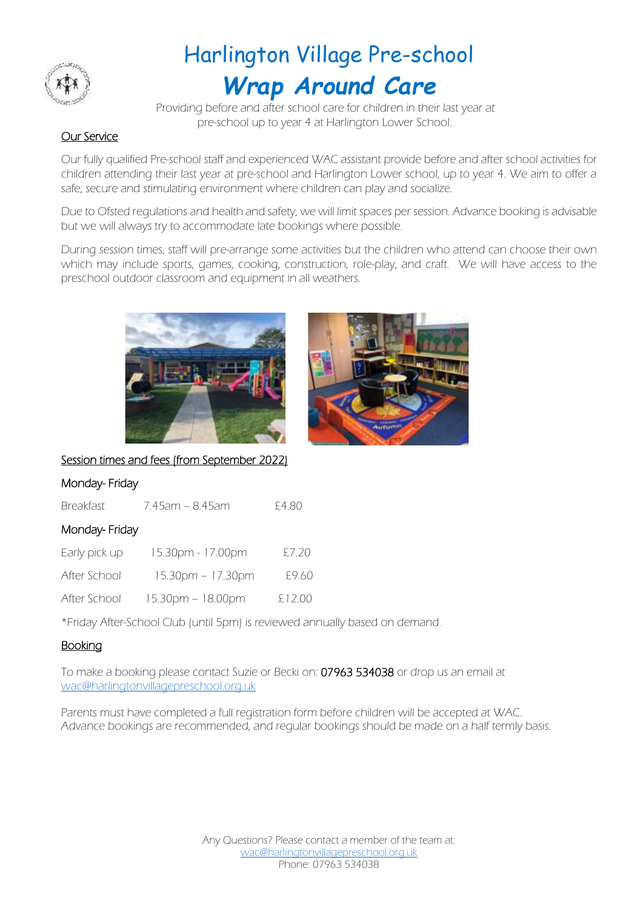# Harlington Village Pre-school

## *Wrap Around Care*

Providing before and after school care for children in their last year at pre-school up to year 4 at Harlington Lower School.

### Our Service

Our fully qualified Pre-school staff and experienced WAC assistant provide before and after school activities for children attending their last year at pre-school and Harlington Lower school, up to year 4. We aim to offer a safe, secure and stimulating environment where children can play and socialize.

Due to Ofsted regulations and health and safety, we will limit spaces per session. Advance booking is advisable but we will always try to accommodate late bookings where possible.

During session times, staff will pre-arrange some activities but the children who attend can choose their own which may include sports, games, cooking, construction, role-play, and craft. We will have access to the preschool outdoor classroom and equipment in all weathers.

### Session times and fees (from September 2022)

Monday- Friday

| Breakfast | 7.45am – 8.45am | £4.80 |
|---|---|---|

Monday- Friday

| Early pick up | 15.30pm - 17.00pm | £7.20 |
|---|---|---|
| After School | 15.30pm – 17.30pm | £9.60 |
| After School | 15.30pm – 18.00pm | £12.00 |

*Friday After-School Club (until 5pm) is reviewed annually based on demand.

### Booking

To make a booking please contact Suzie or Becki on: 07963 534038 or drop us an email at wac@harlingtonvillagepreschool.org.uk

Parents must have completed a full registration form before children will be accepted at WAC. Advance bookings are recommended, and regular bookings should be made on a half termly basis.

Any Questions? Please contact a member of the team at:
wac@harlingtonvillagepreschool.org.uk
Phone: 07963 534038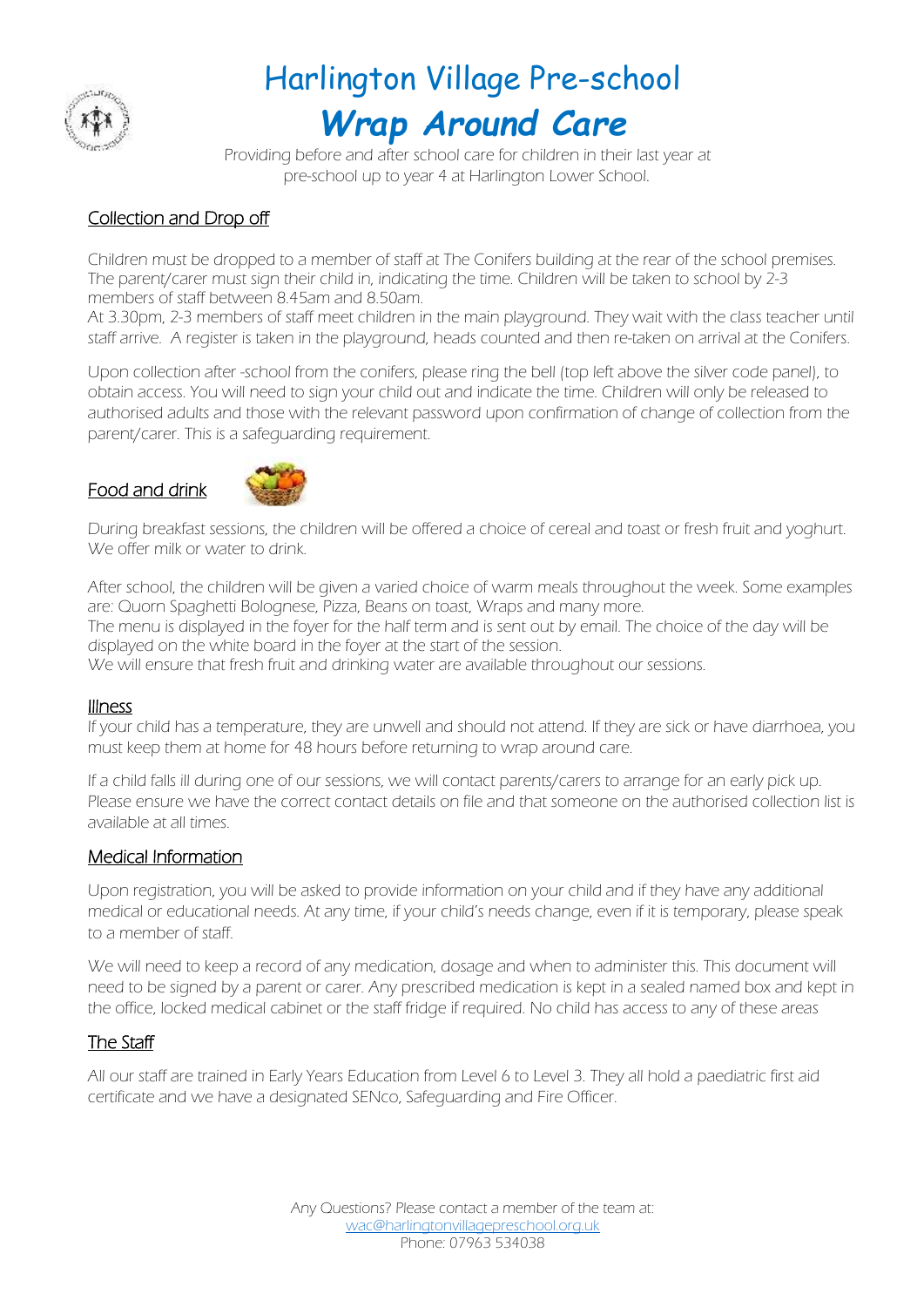# Harlington Village Pre-school

# *Wrap Around Care*

Providing before and after school care for children in their last year at pre-school up to year 4 at Harlington Lower School.

## Collection and Drop off

Children must be dropped to a member of staff at The Conifers building at the rear of the school premises. The parent/carer must sign their child in, indicating the time. Children will be taken to school by 2-3 members of staff between 8.45am and 8.50am.

At 3.30pm, 2-3 members of staff meet children in the main playground. They wait with the class teacher until staff arrive. A register is taken in the playground, heads counted and then re-taken on arrival at the Conifers.

Upon collection after -school from the conifers, please ring the bell (top left above the silver code panel), to obtain access. You will need to sign your child out and indicate the time. Children will only be released to authorised adults and those with the relevant password upon confirmation of change of collection from the parent/carer. This is a safeguarding requirement.

## Food and drink

During breakfast sessions, the children will be offered a choice of cereal and toast or fresh fruit and yoghurt. We offer milk or water to drink.

After school, the children will be given a varied choice of warm meals throughout the week. Some examples are: Quorn Spaghetti Bolognese, Pizza, Beans on toast, Wraps and many more.

The menu is displayed in the foyer for the half term and is sent out by email. The choice of the day will be displayed on the white board in the foyer at the start of the session.

We will ensure that fresh fruit and drinking water are available throughout our sessions.

## Illness

If your child has a temperature, they are unwell and should not attend. If they are sick or have diarrhoea, you must keep them at home for 48 hours before returning to wrap around care.

If a child falls ill during one of our sessions, we will contact parents/carers to arrange for an early pick up. Please ensure we have the correct contact details on file and that someone on the authorised collection list is available at all times.

## Medical Information

Upon registration, you will be asked to provide information on your child and if they have any additional medical or educational needs. At any time, if your child's needs change, even if it is temporary, please speak to a member of staff.

We will need to keep a record of any medication, dosage and when to administer this. This document will need to be signed by a parent or carer. Any prescribed medication is kept in a sealed named box and kept in the office, locked medical cabinet or the staff fridge if required. No child has access to any of these areas

## The Staff

All our staff are trained in Early Years Education from Level 6 to Level 3. They all hold a paediatric first aid certificate and we have a designated SENco, Safeguarding and Fire Officer.

Any Questions? Please contact a member of the team at:
wac@harlingtonvillagepreschool.org.uk
Phone: 07963 534038